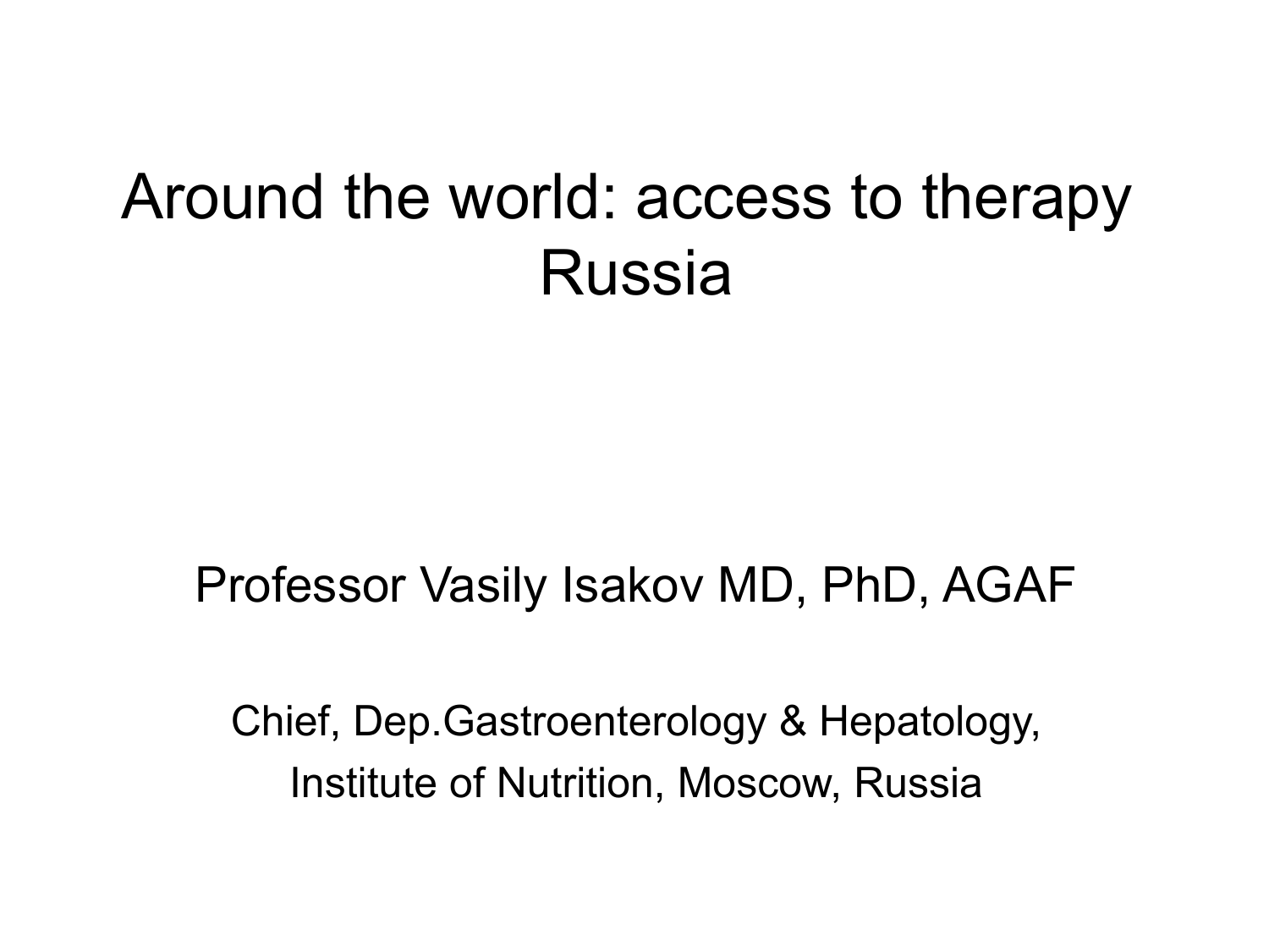# Around the world: access to therapy Russia

Professor Vasily Isakov MD, PhD, AGAF

Chief, Dep.Gastroenterology & Hepatology,

Institute of Nutrition, Moscow, Russia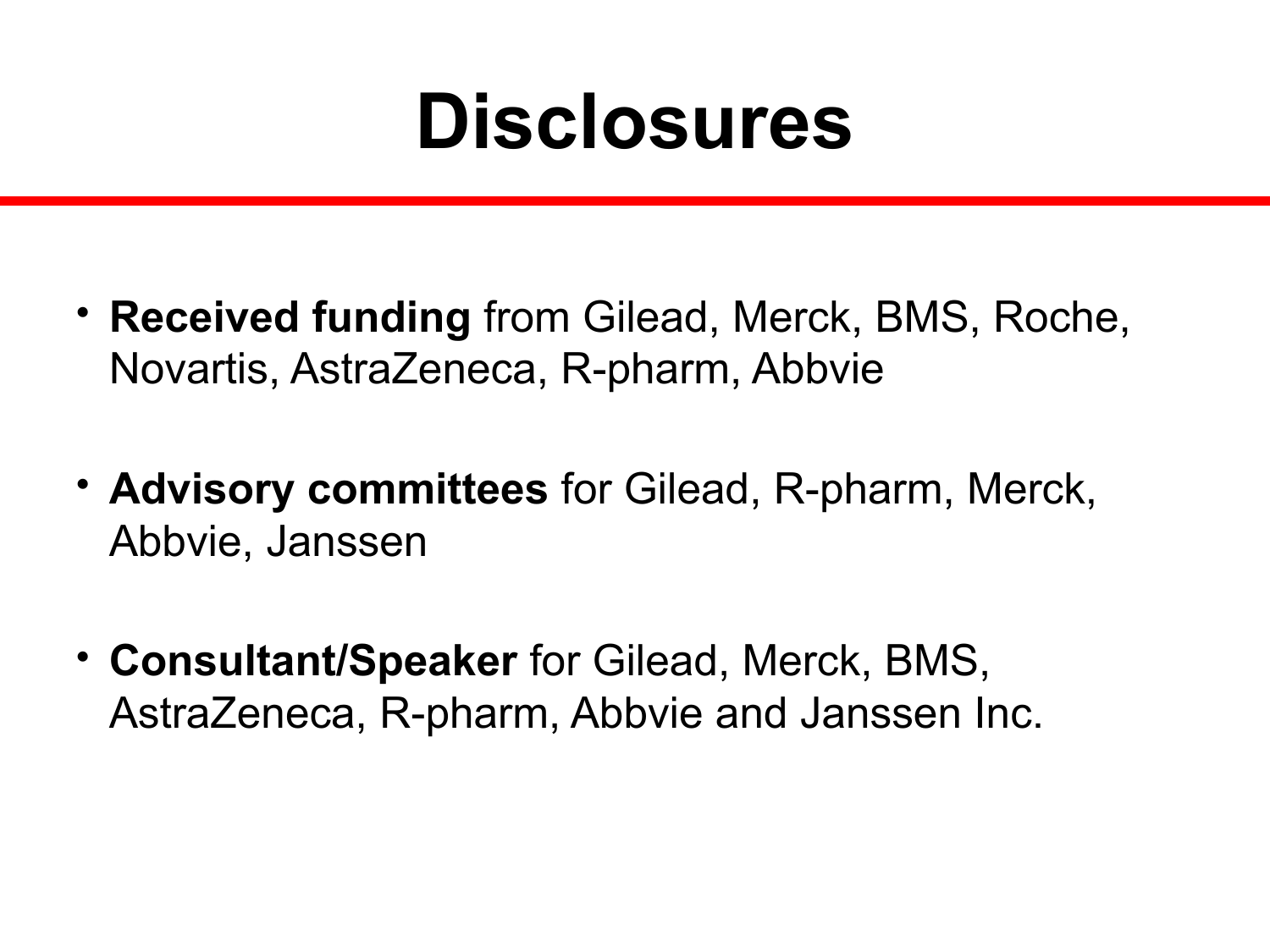# Disclosures

- **Received funding** from Gilead, Merck, BMS, Roche, Novartis, AstraZeneca, R-pharm, Abbvie
- **Advisory committees** for Gilead, R-pharm, Merck, Abbvie, Janssen
- **Consultant/Speaker** for Gilead, Merck, BMS, AstraZeneca, R-pharm, Abbvie and Janssen Inc.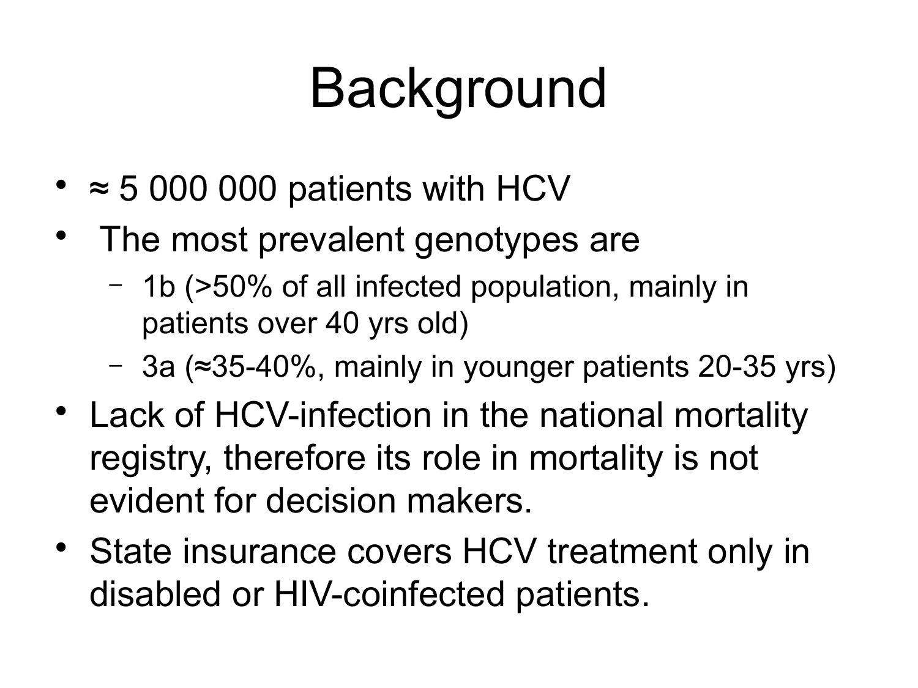# Background

- ≈ 5 000 000 patients with HCV
- The most prevalent genotypes are
  - 1b (>50% of all infected population, mainly in patients over 40 yrs old)
  - 3a (≈35-40%, mainly in younger patients 20-35 yrs)
- Lack of HCV-infection in the national mortality registry, therefore its role in mortality is not evident for decision makers.
- State insurance covers HCV treatment only in disabled or HIV-coinfected patients.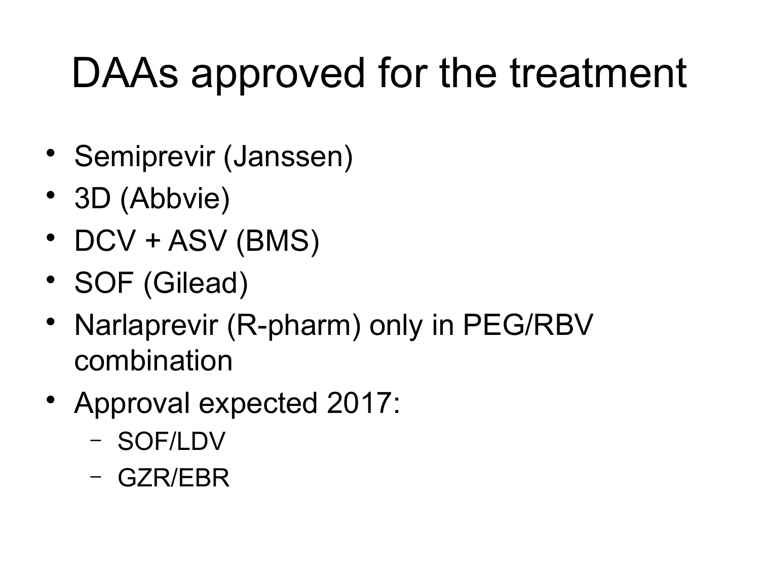# DAAs approved for the treatment

- Semiprevir (Janssen)
- 3D (Abbvie)
- DCV + ASV (BMS)
- SOF (Gilead)
- Narlaprevir (R-pharm) only in PEG/RBV combination
- Approval expected 2017:
  - SOF/LDV
  - GZR/EBR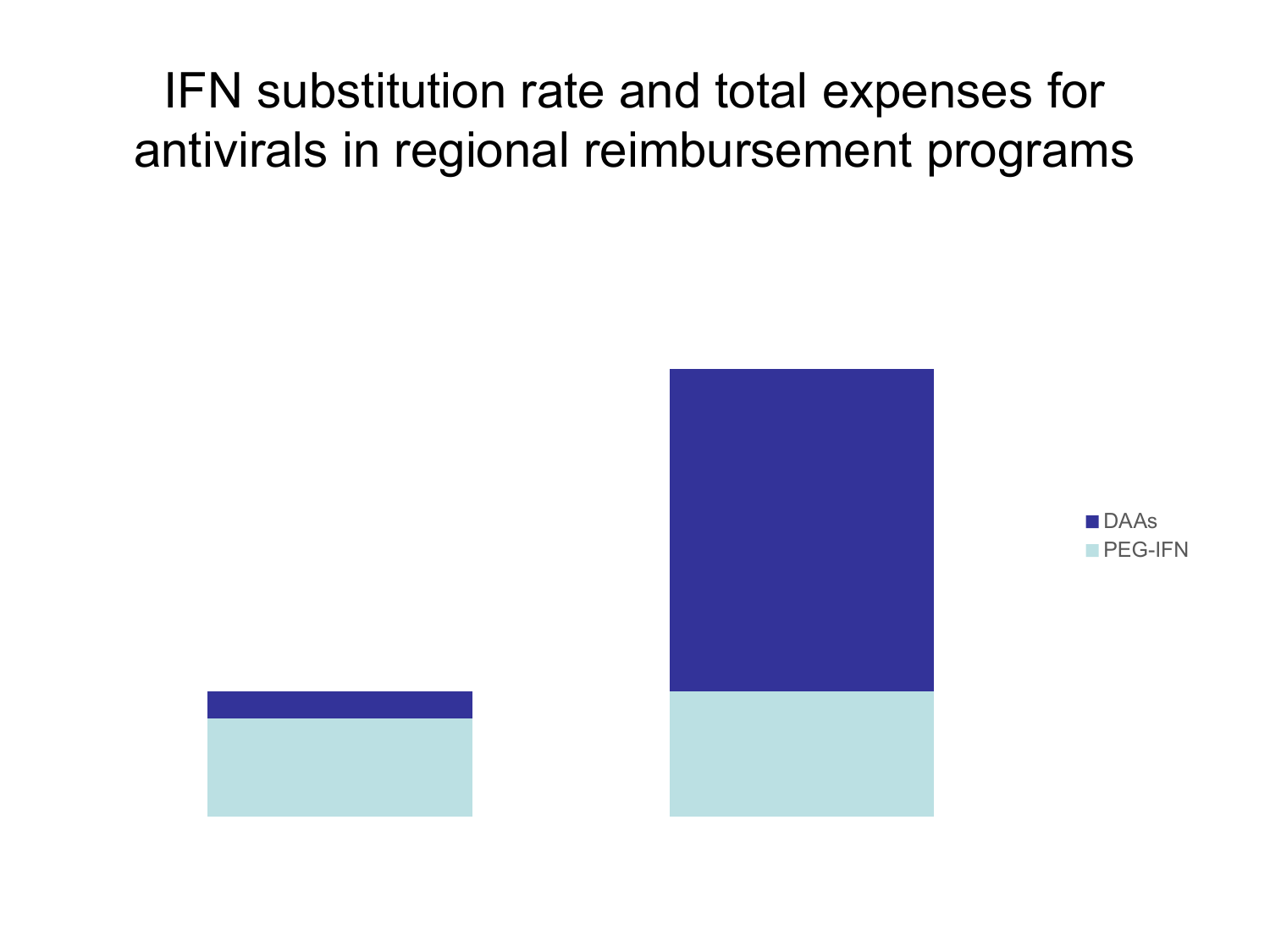# IFN substitution rate and total expenses for antivirals in regional reimbursement programs

DAAs

PEG-IFN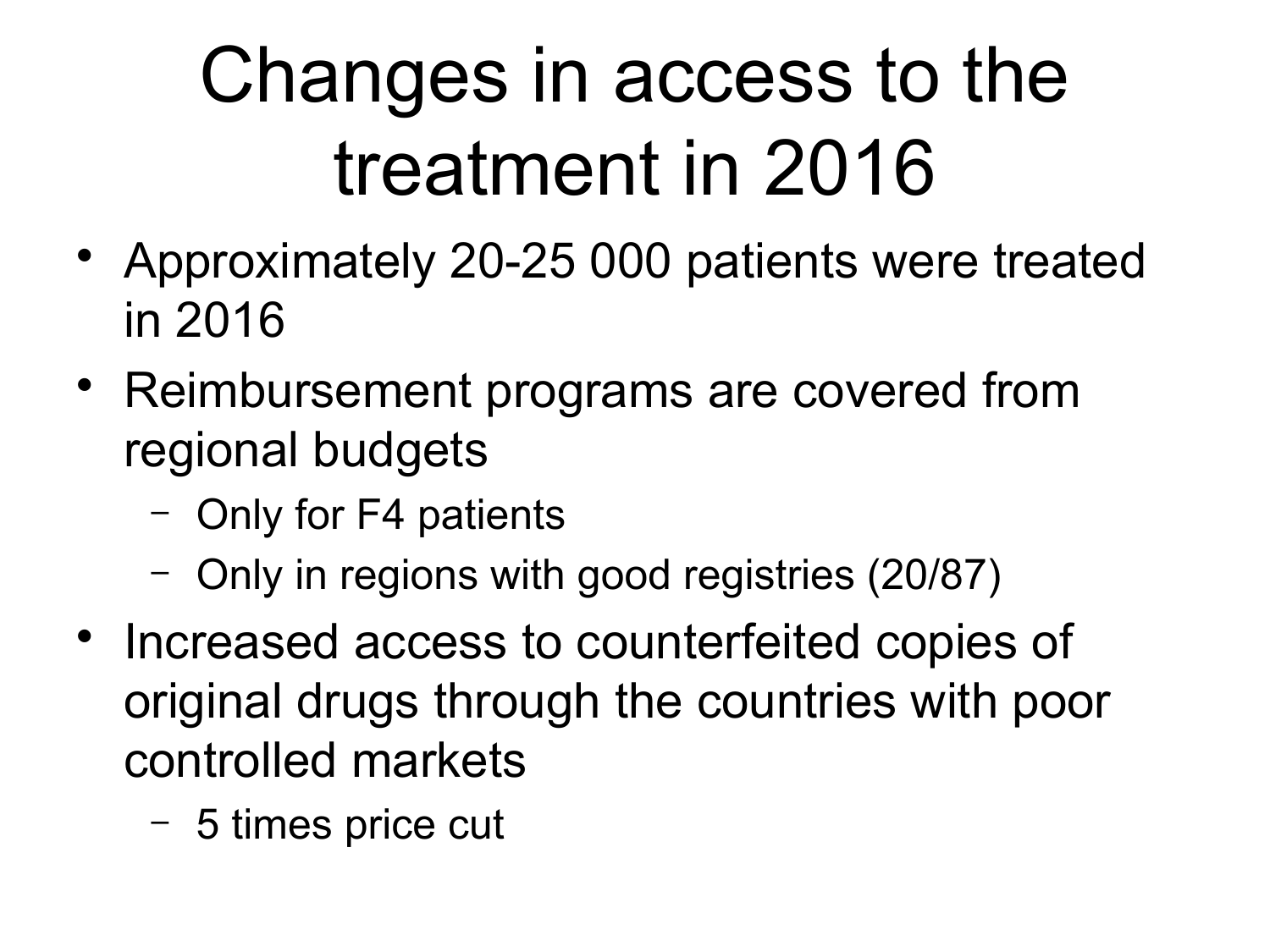# Changes in access to the treatment in 2016

- Approximately 20-25 000 patients were treated in 2016
- Reimbursement programs are covered from regional budgets
  - Only for F4 patients
  - Only in regions with good registries (20/87)
- Increased access to counterfeited copies of original drugs through the countries with poor controlled markets
  - 5 times price cut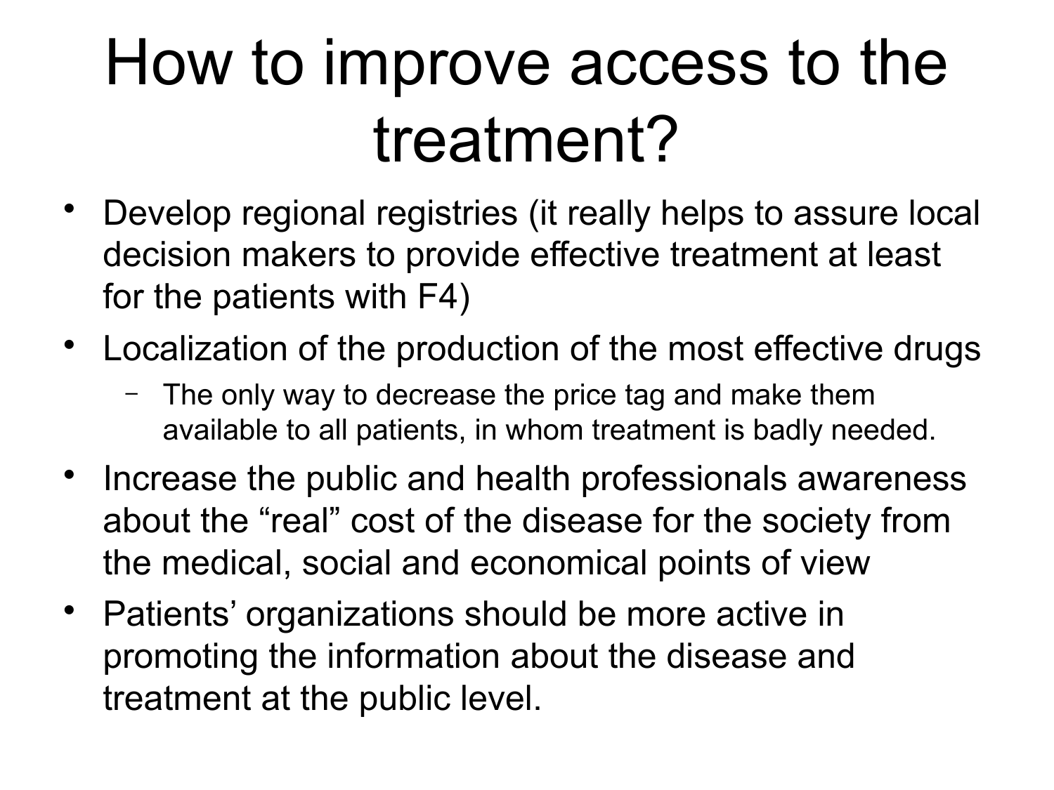# How to improve access to the treatment?

- Develop regional registries (it really helps to assure local decision makers to provide effective treatment at least for the patients with F4)
- Localization of the production of the most effective drugs
  - The only way to decrease the price tag and make them available to all patients, in whom treatment is badly needed.
- Increase the public and health professionals awareness about the “real” cost of the disease for the society from the medical, social and economical points of view
- Patients’ organizations should be more active in promoting the information about the disease and treatment at the public level.